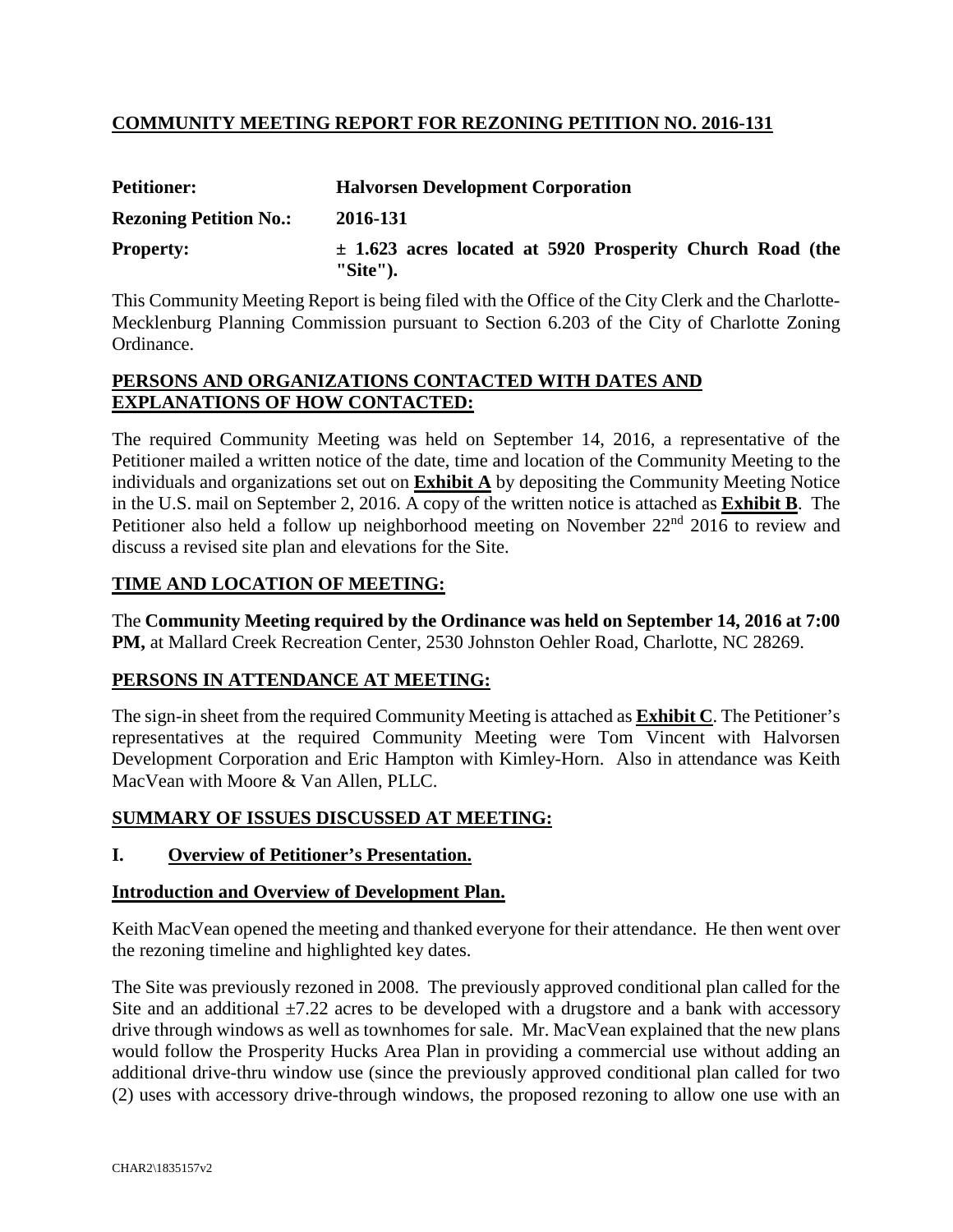# **COMMUNITY MEETING REPORT FOR REZONING PETITION NO. 2016-131**

| | |
|---|---|
| **Petitioner:** | **Halvorsen Development Corporation** |
| **Rezoning Petition No.:** | **2016-131** |
| **Property:** | **± 1.623 acres located at 5920 Prosperity Church Road (the "Site").** |

This Community Meeting Report is being filed with the Office of the City Clerk and the Charlotte-Mecklenburg Planning Commission pursuant to Section 6.203 of the City of Charlotte Zoning Ordinance.

## **PERSONS AND ORGANIZATIONS CONTACTED WITH DATES AND EXPLANATIONS OF HOW CONTACTED:**

The required Community Meeting was held on September 14, 2016, a representative of the Petitioner mailed a written notice of the date, time and location of the Community Meeting to the individuals and organizations set out on **Exhibit A** by depositing the Community Meeting Notice in the U.S. mail on September 2, 2016. A copy of the written notice is attached as **Exhibit B**. The Petitioner also held a follow up neighborhood meeting on November 22nd 2016 to review and discuss a revised site plan and elevations for the Site.

## **TIME AND LOCATION OF MEETING:**

The **Community Meeting required by the Ordinance was held on September 14, 2016 at 7:00 PM,** at Mallard Creek Recreation Center, 2530 Johnston Oehler Road, Charlotte, NC 28269.

## **PERSONS IN ATTENDANCE AT MEETING:**

The sign-in sheet from the required Community Meeting is attached as **Exhibit C**. The Petitioner's representatives at the required Community Meeting were Tom Vincent with Halvorsen Development Corporation and Eric Hampton with Kimley-Horn. Also in attendance was Keith MacVean with Moore & Van Allen, PLLC.

## **SUMMARY OF ISSUES DISCUSSED AT MEETING:**

### **I. Overview of Petitioner's Presentation.**

### **Introduction and Overview of Development Plan.**

Keith MacVean opened the meeting and thanked everyone for their attendance. He then went over the rezoning timeline and highlighted key dates.

The Site was previously rezoned in 2008. The previously approved conditional plan called for the Site and an additional ±7.22 acres to be developed with a drugstore and a bank with accessory drive through windows as well as townhomes for sale. Mr. MacVean explained that the new plans would follow the Prosperity Hucks Area Plan in providing a commercial use without adding an additional drive-thru window use (since the previously approved conditional plan called for two (2) uses with accessory drive-through windows, the proposed rezoning to allow one use with an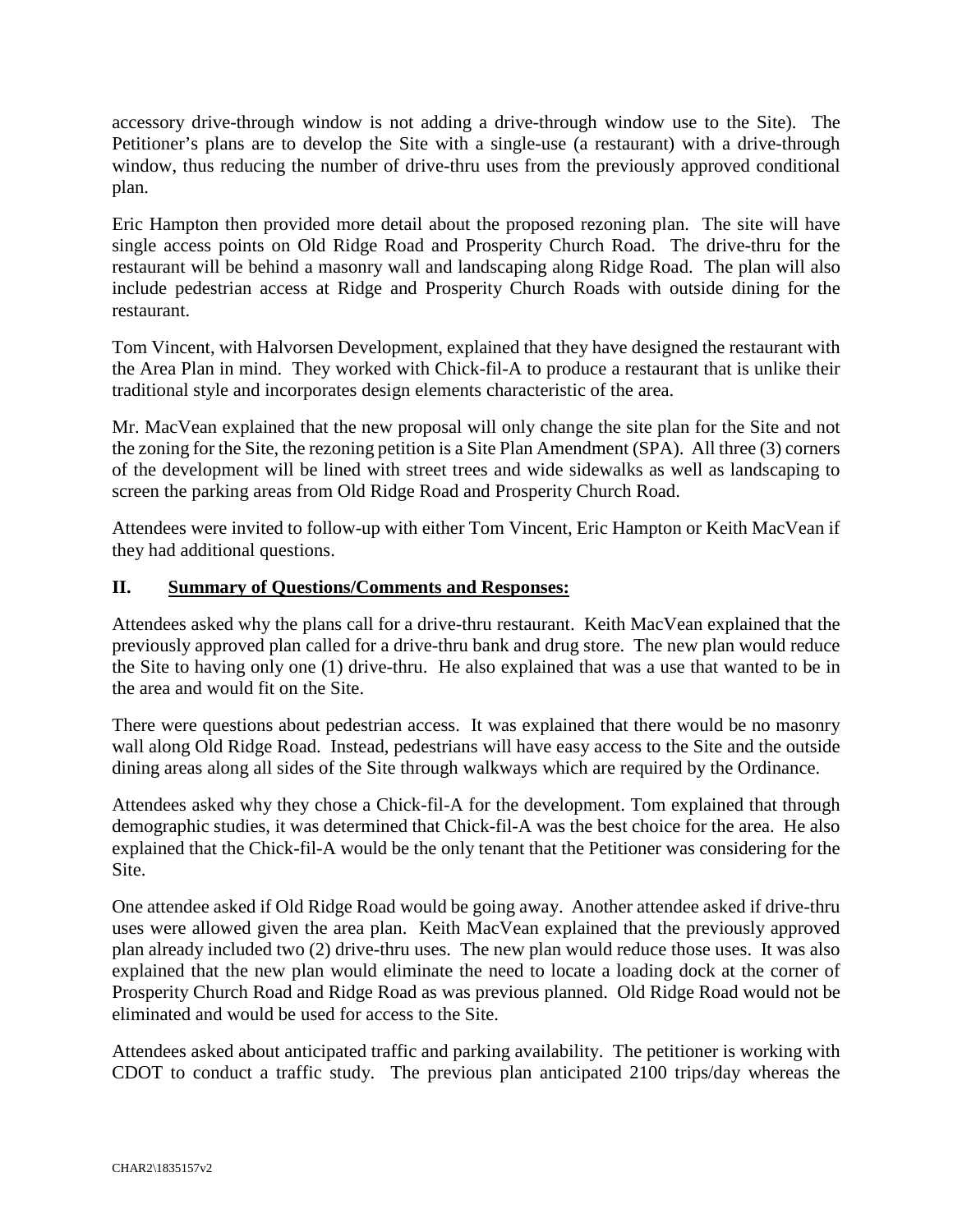accessory drive-through window is not adding a drive-through window use to the Site). The Petitioner's plans are to develop the Site with a single-use (a restaurant) with a drive-through window, thus reducing the number of drive-thru uses from the previously approved conditional plan.

Eric Hampton then provided more detail about the proposed rezoning plan. The site will have single access points on Old Ridge Road and Prosperity Church Road. The drive-thru for the restaurant will be behind a masonry wall and landscaping along Ridge Road. The plan will also include pedestrian access at Ridge and Prosperity Church Roads with outside dining for the restaurant.

Tom Vincent, with Halvorsen Development, explained that they have designed the restaurant with the Area Plan in mind. They worked with Chick-fil-A to produce a restaurant that is unlike their traditional style and incorporates design elements characteristic of the area.

Mr. MacVean explained that the new proposal will only change the site plan for the Site and not the zoning for the Site, the rezoning petition is a Site Plan Amendment (SPA). All three (3) corners of the development will be lined with street trees and wide sidewalks as well as landscaping to screen the parking areas from Old Ridge Road and Prosperity Church Road.

Attendees were invited to follow-up with either Tom Vincent, Eric Hampton or Keith MacVean if they had additional questions.

## II. Summary of Questions/Comments and Responses:

Attendees asked why the plans call for a drive-thru restaurant. Keith MacVean explained that the previously approved plan called for a drive-thru bank and drug store. The new plan would reduce the Site to having only one (1) drive-thru. He also explained that was a use that wanted to be in the area and would fit on the Site.

There were questions about pedestrian access. It was explained that there would be no masonry wall along Old Ridge Road. Instead, pedestrians will have easy access to the Site and the outside dining areas along all sides of the Site through walkways which are required by the Ordinance.

Attendees asked why they chose a Chick-fil-A for the development. Tom explained that through demographic studies, it was determined that Chick-fil-A was the best choice for the area. He also explained that the Chick-fil-A would be the only tenant that the Petitioner was considering for the Site.

One attendee asked if Old Ridge Road would be going away. Another attendee asked if drive-thru uses were allowed given the area plan. Keith MacVean explained that the previously approved plan already included two (2) drive-thru uses. The new plan would reduce those uses. It was also explained that the new plan would eliminate the need to locate a loading dock at the corner of Prosperity Church Road and Ridge Road as was previous planned. Old Ridge Road would not be eliminated and would be used for access to the Site.

Attendees asked about anticipated traffic and parking availability. The petitioner is working with CDOT to conduct a traffic study. The previous plan anticipated 2100 trips/day whereas the

CHAR2\1835157v2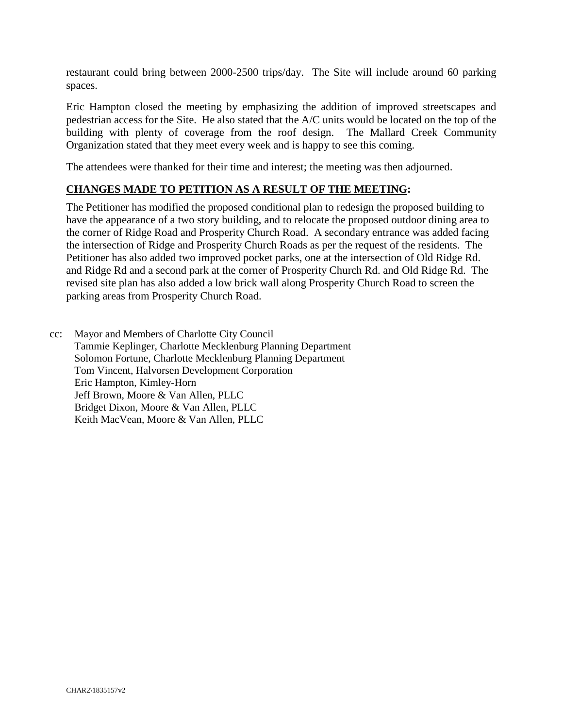restaurant could bring between 2000-2500 trips/day. The Site will include around 60 parking spaces.

Eric Hampton closed the meeting by emphasizing the addition of improved streetscapes and pedestrian access for the Site. He also stated that the A/C units would be located on the top of the building with plenty of coverage from the roof design. The Mallard Creek Community Organization stated that they meet every week and is happy to see this coming.

The attendees were thanked for their time and interest; the meeting was then adjourned.

**CHANGES MADE TO PETITION AS A RESULT OF THE MEETING:**

The Petitioner has modified the proposed conditional plan to redesign the proposed building to have the appearance of a two story building, and to relocate the proposed outdoor dining area to the corner of Ridge Road and Prosperity Church Road. A secondary entrance was added facing the intersection of Ridge and Prosperity Church Roads as per the request of the residents. The Petitioner has also added two improved pocket parks, one at the intersection of Old Ridge Rd. and Ridge Rd and a second park at the corner of Prosperity Church Rd. and Old Ridge Rd. The revised site plan has also added a low brick wall along Prosperity Church Road to screen the parking areas from Prosperity Church Road.

cc: Mayor and Members of Charlotte City Council
Tammie Keplinger, Charlotte Mecklenburg Planning Department
Solomon Fortune, Charlotte Mecklenburg Planning Department
Tom Vincent, Halvorsen Development Corporation
Eric Hampton, Kimley-Horn
Jeff Brown, Moore & Van Allen, PLLC
Bridget Dixon, Moore & Van Allen, PLLC
Keith MacVean, Moore & Van Allen, PLLC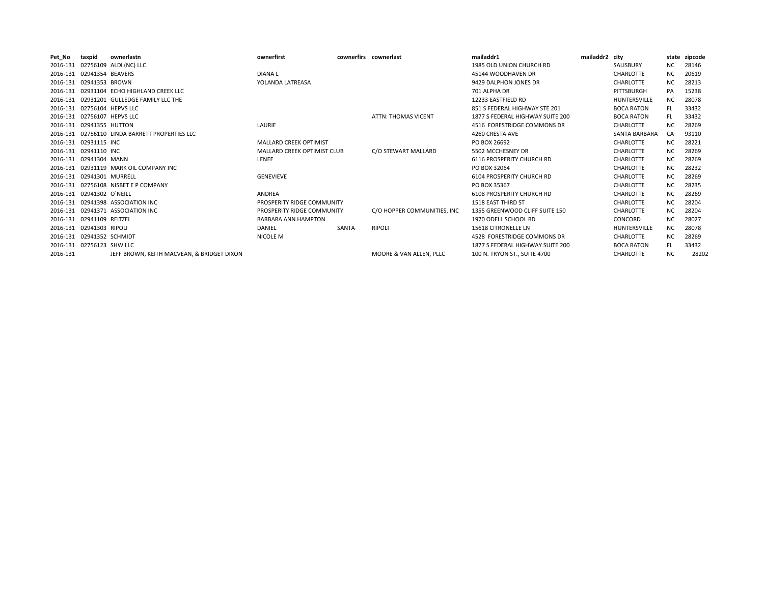| Pet_No | taxpid | ownerlastn | ownerfirst | cownerfirs | cownerlast | mailaddr1 | mailaddr2 | city | state | zipcode |
|---|---|---|---|---|---|---|---|---|---|---|
| 2016-131 | 02756109 | ALDI (NC) LLC | | | | 1985 OLD UNION CHURCH RD | | SALISBURY | NC | 28146 |
| 2016-131 | 02941354 | BEAVERS | DIANA L | | | 45144 WOODHAVEN DR | | CHARLOTTE | NC | 20619 |
| 2016-131 | 02941353 | BROWN | YOLANDA LATREASA | | | 9429 DALPHON JONES DR | | CHARLOTTE | NC | 28213 |
| 2016-131 | 02931104 | ECHO HIGHLAND CREEK LLC | | | | 701 ALPHA DR | | PITTSBURGH | PA | 15238 |
| 2016-131 | 02931201 | GULLEDGE FAMILY LLC THE | | | | 12233 EASTFIELD RD | | HUNTERSVILLE | NC | 28078 |
| 2016-131 | 02756104 | HEPVS LLC | | | | 851 S FEDERAL HIGHWAY STE 201 | | BOCA RATON | FL | 33432 |
| 2016-131 | 02756107 | HEPVS LLC | | | ATTN: THOMAS VICENT | 1877 S FEDERAL HIGHWAY SUITE 200 | | BOCA RATON | FL | 33432 |
| 2016-131 | 02941355 | HUTTON | LAURIE | | | 4516 FORESTRIDGE COMMONS DR | | CHARLOTTE | NC | 28269 |
| 2016-131 | 02756110 | LINDA BARRETT PROPERTIES LLC | | | | 4260 CRESTA AVE | | SANTA BARBARA | CA | 93110 |
| 2016-131 | 02931115 | INC | MALLARD CREEK OPTIMIST | | | PO BOX 26692 | | CHARLOTTE | NC | 28221 |
| 2016-131 | 02941110 | INC | MALLARD CREEK OPTIMIST CLUB | | C/O STEWART MALLARD | 5502 MCCHESNEY DR | | CHARLOTTE | NC | 28269 |
| 2016-131 | 02941304 | MANN | LENEE | | | 6116 PROSPERITY CHURCH RD | | CHARLOTTE | NC | 28269 |
| 2016-131 | 02931119 | MARK OIL COMPANY INC | | | | PO BOX 32064 | | CHARLOTTE | NC | 28232 |
| 2016-131 | 02941301 | MURRELL | GENEVIEVE | | | 6104 PROSPERITY CHURCH RD | | CHARLOTTE | NC | 28269 |
| 2016-131 | 02756108 | NISBET E P COMPANY | | | | PO BOX 35367 | | CHARLOTTE | NC | 28235 |
| 2016-131 | 02941302 | O`NEILL | ANDREA | | | 6108 PROSPERITY CHURCH RD | | CHARLOTTE | NC | 28269 |
| 2016-131 | 02941398 | ASSOCIATION INC | PROSPERITY RIDGE COMMUNITY | | | 1518 EAST THIRD ST | | CHARLOTTE | NC | 28204 |
| 2016-131 | 02941371 | ASSOCIATION INC | PROSPERITY RIDGE COMMUNITY | | C/O HOPPER COMMUNITIES, INC | 1355 GREENWOOD CLIFF SUITE 150 | | CHARLOTTE | NC | 28204 |
| 2016-131 | 02941109 | REITZEL | BARBARA ANN HAMPTON | | | 1970 ODELL SCHOOL RD | | CONCORD | NC | 28027 |
| 2016-131 | 02941303 | RIPOLI | DANIEL | SANTA | RIPOLI | 15618 CITRONELLE LN | | HUNTERSVILLE | NC | 28078 |
| 2016-131 | 02941352 | SCHMIDT | NICOLE M | | | 4528 FORESTRIDGE COMMONS DR | | CHARLOTTE | NC | 28269 |
| 2016-131 | 02756123 | SHW LLC | | | | 1877 S FEDERAL HIGHWAY SUITE 200 | | BOCA RATON | FL | 33432 |
| 2016-131 | | JEFF BROWN, KEITH MACVEAN, & BRIDGET DIXON | | | MOORE & VAN ALLEN, PLLC | 100 N. TRYON ST., SUITE 4700 | | CHARLOTTE | NC | 28202 |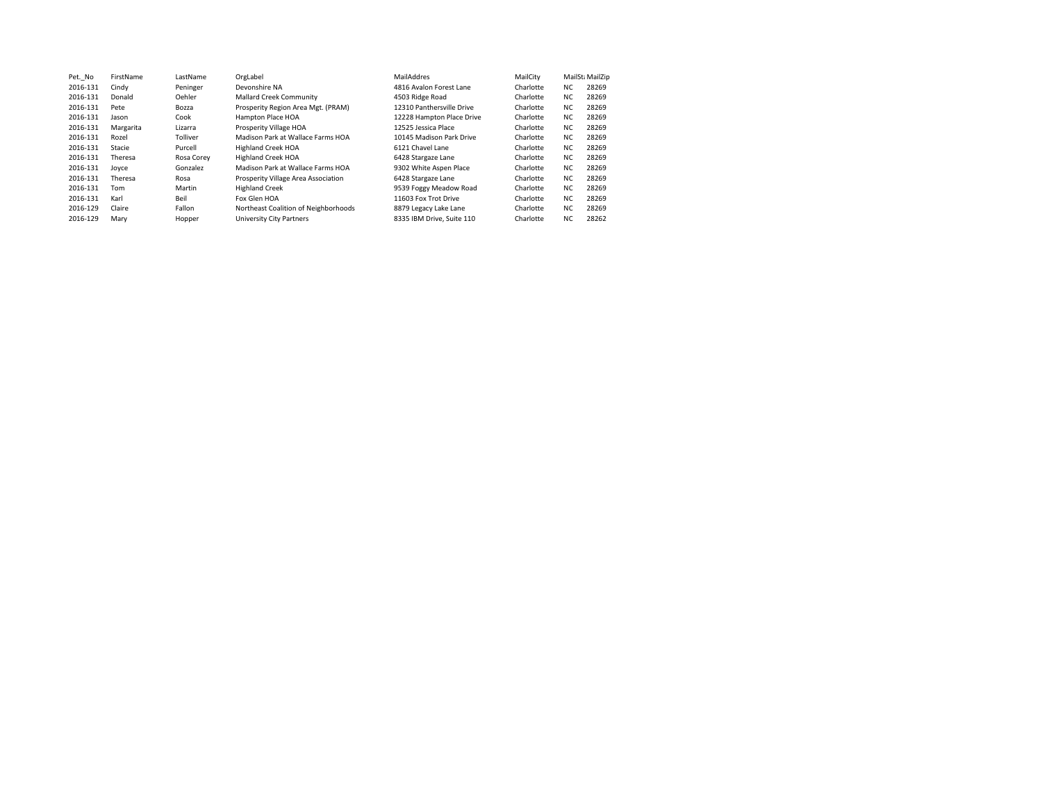| Pet._No | FirstName | LastName | OrgLabel | MailAddres | MailCity | MailSt | MailZip |
|---|---|---|---|---|---|---|---|
| 2016-131 | Cindy | Peninger | Devonshire NA | 4816 Avalon Forest Lane | Charlotte | NC | 28269 |
| 2016-131 | Donald | Oehler | Mallard Creek Community | 4503 Ridge Road | Charlotte | NC | 28269 |
| 2016-131 | Pete | Bozza | Prosperity Region Area Mgt. (PRAM) | 12310 Panthersville Drive | Charlotte | NC | 28269 |
| 2016-131 | Jason | Cook | Hampton Place HOA | 12228 Hampton Place Drive | Charlotte | NC | 28269 |
| 2016-131 | Margarita | Lizarra | Prosperity Village HOA | 12525 Jessica Place | Charlotte | NC | 28269 |
| 2016-131 | Rozel | Tolliver | Madison Park at Wallace Farms HOA | 10145 Madison Park Drive | Charlotte | NC | 28269 |
| 2016-131 | Stacie | Purcell | Highland Creek HOA | 6121 Chavel Lane | Charlotte | NC | 28269 |
| 2016-131 | Theresa | Rosa Corey | Highland Creek HOA | 6428 Stargaze Lane | Charlotte | NC | 28269 |
| 2016-131 | Joyce | Gonzalez | Madison Park at Wallace Farms HOA | 9302 White Aspen Place | Charlotte | NC | 28269 |
| 2016-131 | Theresa | Rosa | Prosperity Village Area Association | 6428 Stargaze Lane | Charlotte | NC | 28269 |
| 2016-131 | Tom | Martin | Highland Creek | 9539 Foggy Meadow Road | Charlotte | NC | 28269 |
| 2016-131 | Karl | Beil | Fox Glen HOA | 11603 Fox Trot Drive | Charlotte | NC | 28269 |
| 2016-129 | Claire | Fallon | Northeast Coalition of Neighborhoods | 8879 Legacy Lake Lane | Charlotte | NC | 28269 |
| 2016-129 | Mary | Hopper | University City Partners | 8335 IBM Drive, Suite 110 | Charlotte | NC | 28262 |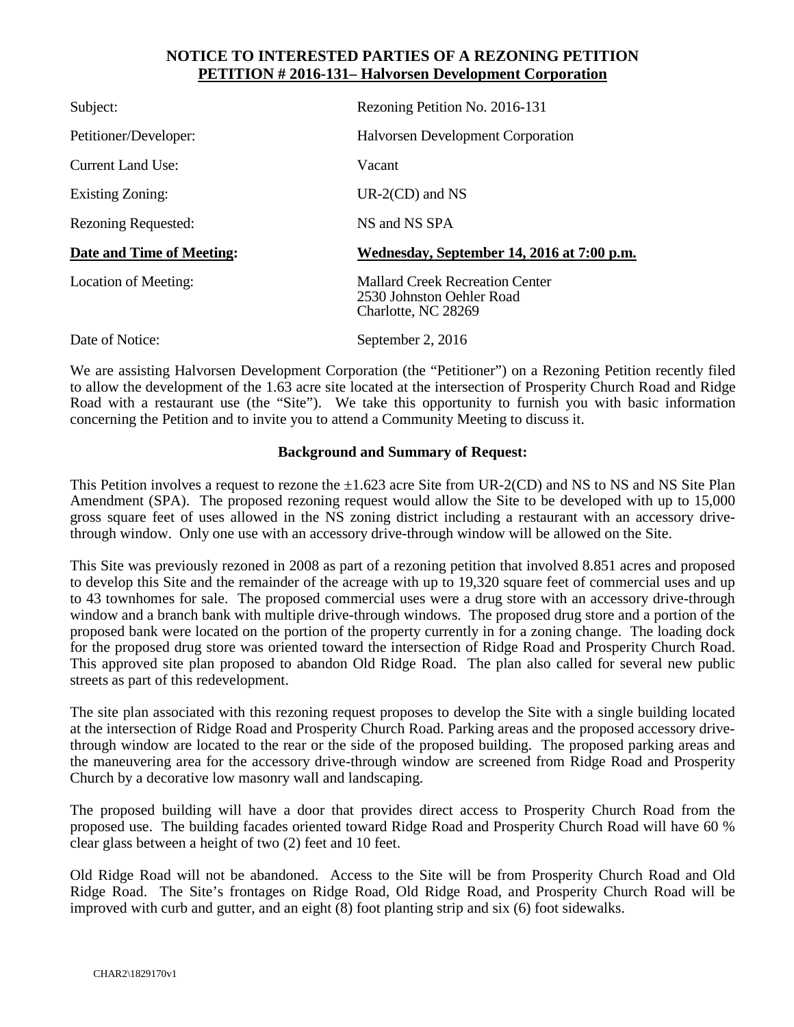**NOTICE TO INTERESTED PARTIES OF A REZONING PETITION**
**PETITION # 2016-131– Halvorsen Development Corporation**

| | |
|---|---|
| Subject: | Rezoning Petition No. 2016-131 |
| Petitioner/Developer: | Halvorsen Development Corporation |
| Current Land Use: | Vacant |
| Existing Zoning: | UR-2(CD) and NS |
| Rezoning Requested: | NS and NS SPA |
| **Date and Time of Meeting:** | **Wednesday, September 14, 2016 at 7:00 p.m.** |
| Location of Meeting: | Mallard Creek Recreation Center<br>2530 Johnston Oehler Road<br>Charlotte, NC 28269 |
| Date of Notice: | September 2, 2016 |

We are assisting Halvorsen Development Corporation (the "Petitioner") on a Rezoning Petition recently filed to allow the development of the 1.63 acre site located at the intersection of Prosperity Church Road and Ridge Road with a restaurant use (the "Site"). We take this opportunity to furnish you with basic information concerning the Petition and to invite you to attend a Community Meeting to discuss it.

**Background and Summary of Request:**

This Petition involves a request to rezone the ±1.623 acre Site from UR-2(CD) and NS to NS and NS Site Plan Amendment (SPA). The proposed rezoning request would allow the Site to be developed with up to 15,000 gross square feet of uses allowed in the NS zoning district including a restaurant with an accessory drive-through window. Only one use with an accessory drive-through window will be allowed on the Site.

This Site was previously rezoned in 2008 as part of a rezoning petition that involved 8.851 acres and proposed to develop this Site and the remainder of the acreage with up to 19,320 square feet of commercial uses and up to 43 townhomes for sale. The proposed commercial uses were a drug store with an accessory drive-through window and a branch bank with multiple drive-through windows. The proposed drug store and a portion of the proposed bank were located on the portion of the property currently in for a zoning change. The loading dock for the proposed drug store was oriented toward the intersection of Ridge Road and Prosperity Church Road. This approved site plan proposed to abandon Old Ridge Road. The plan also called for several new public streets as part of this redevelopment.

The site plan associated with this rezoning request proposes to develop the Site with a single building located at the intersection of Ridge Road and Prosperity Church Road. Parking areas and the proposed accessory drive-through window are located to the rear or the side of the proposed building. The proposed parking areas and the maneuvering area for the accessory drive-through window are screened from Ridge Road and Prosperity Church by a decorative low masonry wall and landscaping.

The proposed building will have a door that provides direct access to Prosperity Church Road from the proposed use. The building facades oriented toward Ridge Road and Prosperity Church Road will have 60 % clear glass between a height of two (2) feet and 10 feet.

Old Ridge Road will not be abandoned. Access to the Site will be from Prosperity Church Road and Old Ridge Road. The Site's frontages on Ridge Road, Old Ridge Road, and Prosperity Church Road will be improved with curb and gutter, and an eight (8) foot planting strip and six (6) foot sidewalks.

CHAR2\1829170v1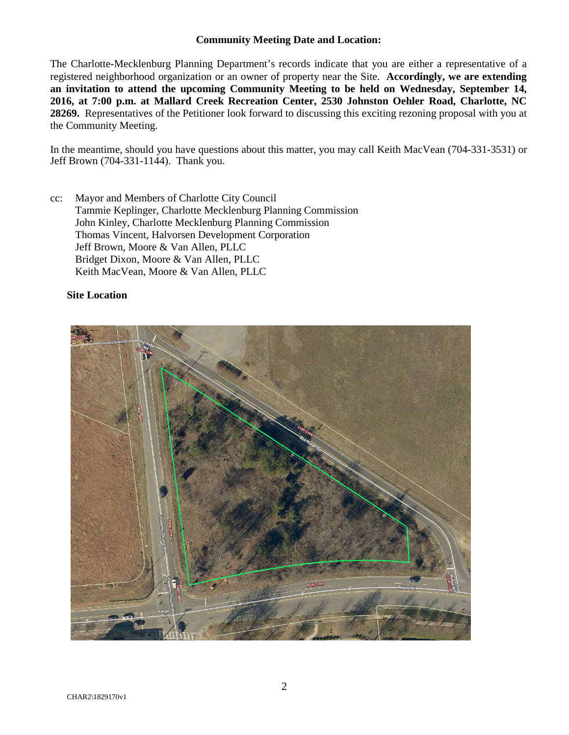**Community Meeting Date and Location:**

The Charlotte-Mecklenburg Planning Department's records indicate that you are either a representative of a registered neighborhood organization or an owner of property near the Site. **Accordingly, we are extending an invitation to attend the upcoming Community Meeting to be held on Wednesday, September 14, 2016, at 7:00 p.m. at Mallard Creek Recreation Center, 2530 Johnston Oehler Road, Charlotte, NC 28269.** Representatives of the Petitioner look forward to discussing this exciting rezoning proposal with you at the Community Meeting.

In the meantime, should you have questions about this matter, you may call Keith MacVean (704-331-3531) or Jeff Brown (704-331-1144). Thank you.

cc: Mayor and Members of Charlotte City Council
Tammie Keplinger, Charlotte Mecklenburg Planning Commission
John Kinley, Charlotte Mecklenburg Planning Commission
Thomas Vincent, Halvorsen Development Corporation
Jeff Brown, Moore & Van Allen, PLLC
Bridget Dixon, Moore & Van Allen, PLLC
Keith MacVean, Moore & Van Allen, PLLC

**Site Location**

CHAR2\1829170v1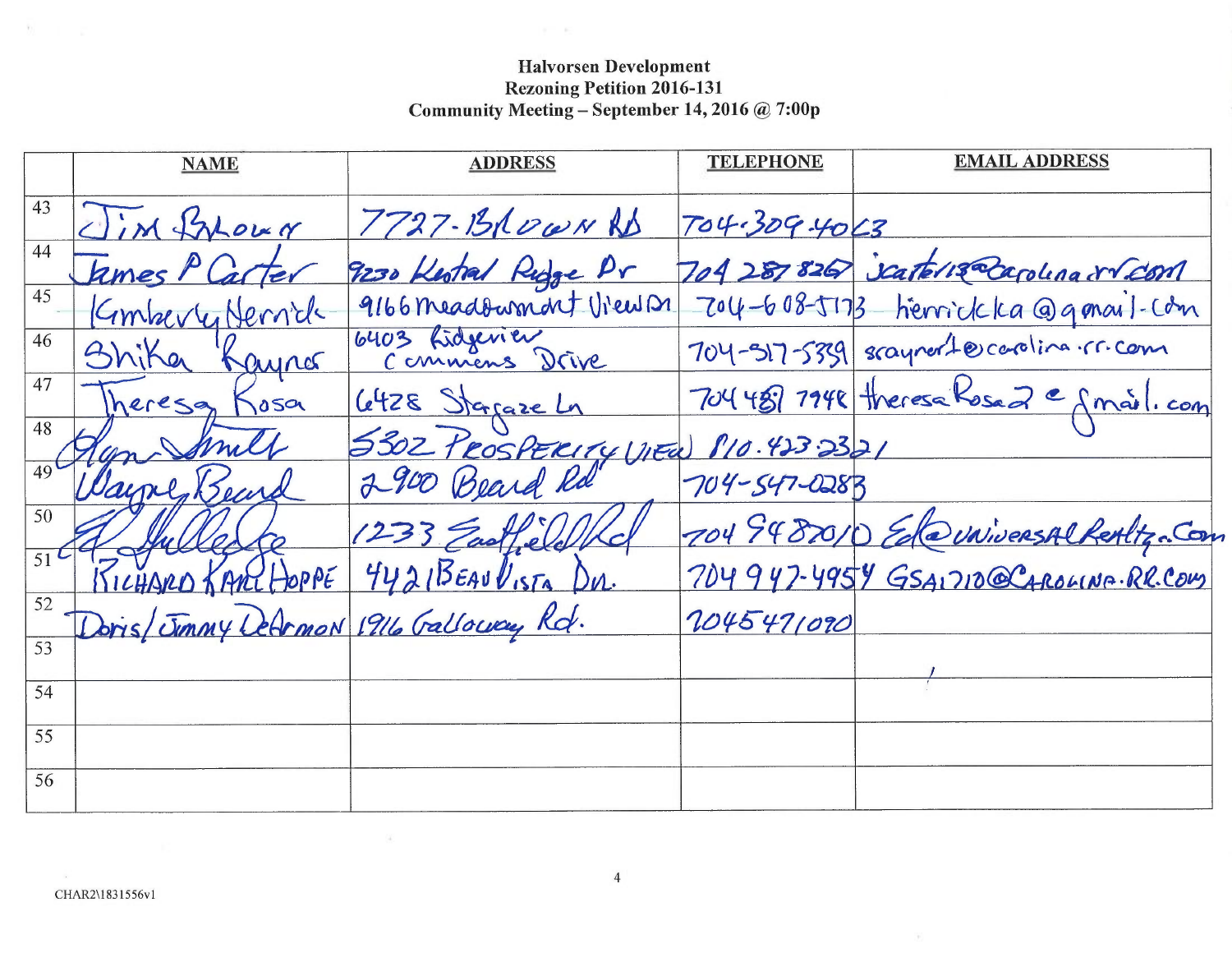**Halvorsen Development**
**Rezoning Petition 2016-131**
**Community Meeting – September 14, 2016 @ 7:00p**

| | NAME | ADDRESS | TELEPHONE | EMAIL ADDRESS |
|---|---|---|---|---|
| 43 | Jim Brown | 7727 Brown Rd | 704-309-4063 | |
| 44 | James P Carter | 9230 Kestrel Ridge Dr | 704 287 8267 | jcarter13@carolina.rr.com |
| 45 | Kimberly Herrick | 9166 Meadowmont View Dr | 704-608-5173 | herrickka@gmail.com |
| 46 | Shika Rayner | 6403 Ridgeview Commons Drive | 704-517-5339 | srayner1@carolina.rr.com |
| 47 | Theresa Rosa | 6428 Stargaze Ln | 704 481 7948 | theresaRosa2@gmail.com |
| 48 | Glyn Smith | 5302 Prosperity View | 810.423.2321 | |
| 49 | Wayne Beard | 2900 Beard Rd | 704-547-0283 | |
| 50 | Ed Gulledge | 1233 Eastfield Rd | 704 948 7010 | Ed@UniversalRealty.com |
| 51 | Richard Karl Hoppe | 4421 Beau Vista Dr. | 704 947-4954 | GSA1710@Carolina.RR.com |
| 52 | Doris/Jimmy DeArmon | 1916 Galloway Rd. | 7045471090 | |
| 53 | | | | |
| 54 | | | | |
| 55 | | | | |
| 56 | | | | |

CHAR2\1831556v1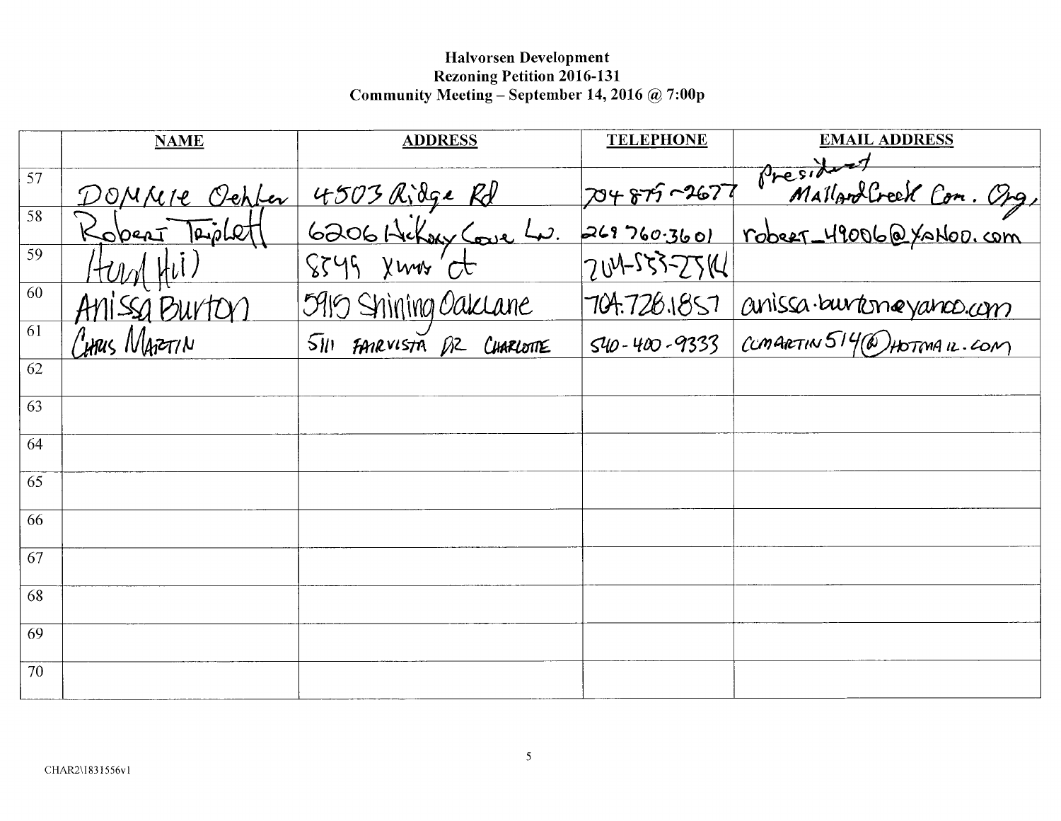**Halvorsen Development**
**Rezoning Petition 2016-131**
**Community Meeting – September 14, 2016 @ 7:00p**

| | NAME | ADDRESS | TELEPHONE | EMAIL ADDRESS |
|---|---|---|---|---|
| 57 | DOMMIE Oehler | 4503 Ridge Rd | 704 875-2677 | President MallardCreek Com. Org, |
| 58 | Robert Triplett | 6206 Hickory Cove Ln. | 269 760-3601 | robert_49006@yahoo.com |
| 59 | Hung Hui | 8549 Xuma Ct | 704-553-2514 | |
| 60 | Anissa Burton | 5915 Shining Oak Lane | 704.728.1857 | anissa.burton@yahoo.com |
| 61 | CHRIS MARTIN | 5111 FAIRVISTA DR CHARLOTTE | 540-400-9333 | CCMARTIN514@HOTMAIL.COM |
| 62 | | | | |
| 63 | | | | |
| 64 | | | | |
| 65 | | | | |
| 66 | | | | |
| 67 | | | | |
| 68 | | | | |
| 69 | | | | |
| 70 | | | | |

CHAR2\1831556v1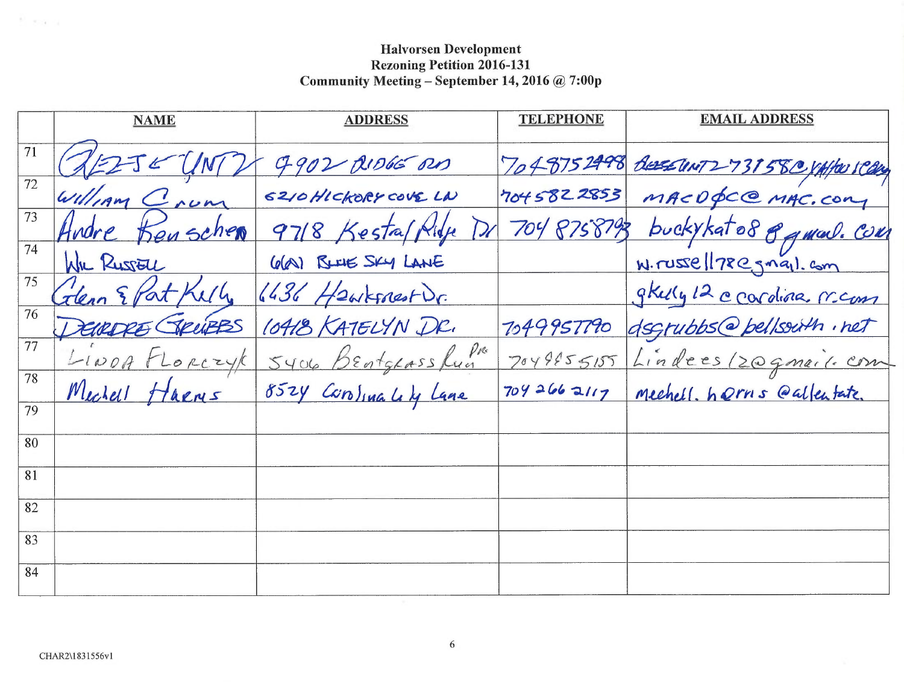**Halvorsen Development**
**Rezoning Petition 2016-131**
**Community Meeting – September 14, 2016 @ 7:00p**

| | NAME | ADDRESS | TELEPHONE | EMAIL ADDRESS |
|---|---|---|---|---|
| 71 | Reese Untz | 9902 Ridge Rd | 7048752498 | ReeseUntz73158@yahoo.com |
| 72 | William Crum | 6210 Hickory Cove Ln | 704 582 2853 | macdoc@mac.com |
| 73 | Andre Benschop | 9718 Kestral Ridge Dr | 704 875879? | buckykat08@gmail.com |
| 74 | Wil Russell | 6601 Blue Sky Lane | | w.russell78@gmail.com |
| 75 | Glenn & Pat Kelly | 6636 Hawksnest Dr. | | gkelly12@carolina.rr.com |
| 76 | Deirdre Grubbs | 10418 Katelyn Dr. | 7049957790 | dsgrubbs@bellsouth.net |
| 77 | Linda Florczyk | 5406 Bentgrass Run Dr. | 7049955155 | Lindees12@gmail.com |
| 78 | Mechell Harris | 8524 Carolina Lily Lane | 704 266 2117 | mechell.harris@allentate. |
| 79 | | | | |
| 80 | | | | |
| 81 | | | | |
| 82 | | | | |
| 83 | | | | |
| 84 | | | | |

CHAR2\1831556v1